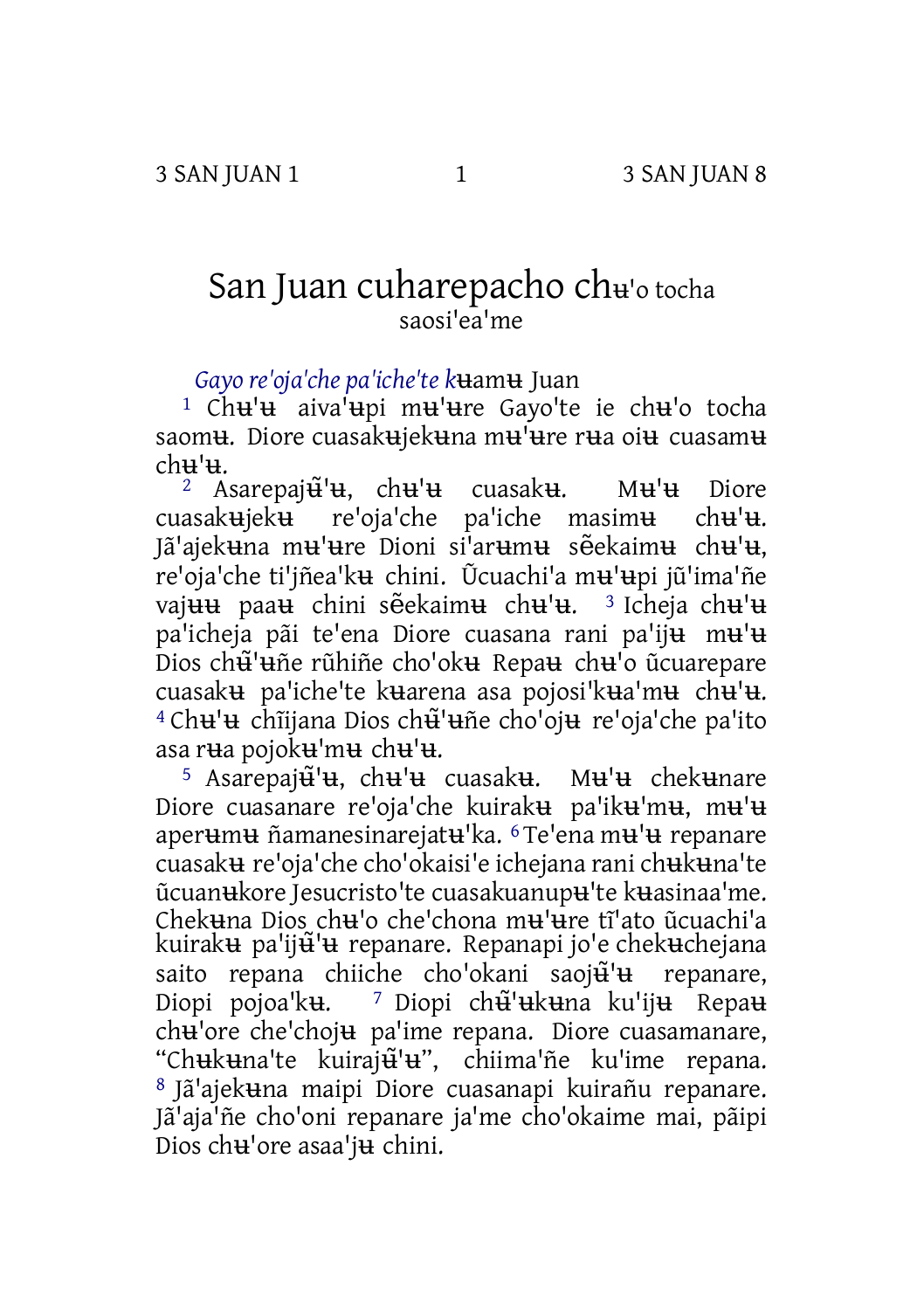# San Juan cuharepacho chʉ'o tocha saosi'ea'me

*Gayo re'oja'che pa'iche'te kʉamʉ Juan*

1 Chʉ'ʉ aiva'ʉpi mʉ'ʉre Gayo'te ie chʉ'o tocha saomʉ. Diore cuasakʉjekʉna mʉ'ʉre rʉa oiʉ cuasamʉ chʉ'ʉ.

2 Asarepajʉ̃'ʉ, chʉ'ʉ cuasakʉ. Mʉ'ʉ Diore cuasakʉjekʉ re'oja'che pa'iche masimʉ chʉ'ʉ. Jã'ajekʉna mʉ'ʉre Dioni si'arʉmʉ sẽekaimʉ chʉ'ʉ, re'oja'che ti'jñea'kʉ chini. Ũcuachi'a mʉ'ʉpi jũ'ima'ñe vajʉʉ paaʉ chini sẽekaimʉ chʉ'ʉ. 3 Icheja chʉ'ʉ pa'icheja pãi te'ena Diore cuasana rani pa'ijʉ mʉ'ʉ Dios chʉ̃'ʉñe rũhiñe cho'okʉ Repaʉ chʉ'o ũcuarepare cuasakʉ pa'iche'te kʉarena asa pojosi'kʉa'mʉ chʉ'ʉ. 4 Chʉ'ʉ chĩijana Dios chʉ̃'ʉñe cho'ojʉ re'oja'che pa'ito asa rʉa pojokʉ'mʉ chʉ'ʉ.

5 Asarepajʉ̃'ʉ, chʉ'ʉ cuasakʉ. Mʉ'ʉ chekʉnare Diore cuasanare re'oja'che kuirakʉ pa'ikʉ'mʉ, mʉ'ʉ aperʉmʉ ñamanesinarejatʉ'ka. 6 Te'ena mʉ'ʉ repanare cuasakʉ re'oja'che cho'okaisi'e ichejana rani chʉkʉna'te ũcuanʉkore Jesucristo'te cuasakuanupʉ'te kʉasinaa'me. Chekʉna Dios chʉ'o che'chona mʉ'ʉre tĩ'ato ũcuachi'a kuirakʉ pa'ijʉ̃'ʉ repanare. Repanapi jo'e chekʉchejana saito repana chiiche cho'okani saojʉ̃'ʉ repanare, Diopi pojoa'kʉ. 7 Diopi chʉ̃'ʉkʉna ku'ijʉ Repaʉ chʉ'ore che'chojʉ pa'ime repana. Diore cuasamanare, "Chʉkʉna'te kuirajʉ̃'ʉ", chiima'ñe ku'ime repana. 8 Jã'ajekʉna maipi Diore cuasanapi kuirañu repanare. Jã'aja'ñe cho'oni repanare ja'me cho'okaime mai, pãipi Dios chʉ'ore asaa'jʉ chini.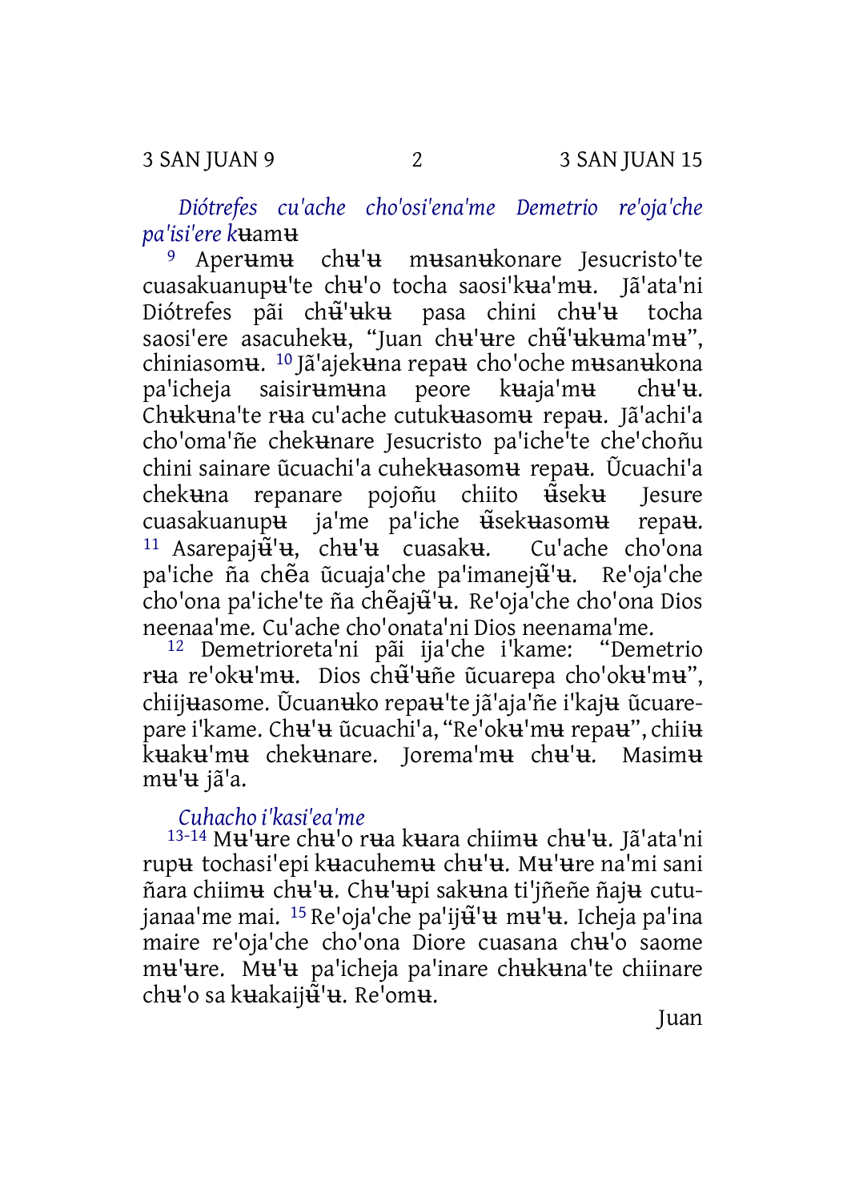*Diótrefes cu'ache cho'osi'ena'me Demetrio re'oja'che pa'isi'ere kʉamʉ*

[9] Aperʉmʉ chʉ'ʉ mʉsanʉkonare Jesucristo'te cuasakuanupʉ'te chʉ'o tocha saosi'kʉa'mʉ. Jã'ata'ni Diótrefes pãi chʉ̃'ʉkʉ pasa chini chʉ'ʉ tocha saosi'ere asacuhekʉ, "Juan chʉ'ʉre chʉ̃'ʉkʉma'mʉ", chiniasomʉ. [10] Jã'ajekʉna repaʉ cho'oche mʉsanʉkona pa'icheja saisirʉmʉna peore kʉaja'mʉ chʉ'ʉ. Chʉkʉna'te rʉa cu'ache cutukʉasomʉ repaʉ. Jã'achi'a cho'oma'ñe chekʉnare Jesucristo pa'iche'te che'choñu chini sainare ũcuachi'a cuhekʉasomʉ repaʉ. Ũcuachi'a chekʉna repanare pojoñu chiito ũsekʉ Jesure cuasakuanupʉ ja'me pa'iche ũsekʉasomʉ repaʉ. [11] Asarepajʉ̃'ʉ, chʉ'ʉ cuasakʉ. Cu'ache cho'ona pa'iche ña chẽa ũcuaja'che pa'imanejʉ̃'ʉ. Re'oja'che cho'ona pa'iche'te ña chẽajʉ̃'ʉ. Re'oja'che cho'ona Dios neenaa'me. Cu'ache cho'onata'ni Dios neenama'me.

[12] Demetrioreta'ni pãi ija'che i'kame: "Demetrio rʉa re'okʉ'mʉ. Dios chʉ̃'ʉñe ũcuarepa cho'okʉ'mʉ", chiijʉasome. Ũcuanʉko repaʉ'te jã'aja'ñe i'kajʉ ũcuarepare i'kame. Chʉ'ʉ ũcuachi'a, "Re'okʉ'mʉ repaʉ", chiiʉ kʉakʉ'mʉ chekʉnare. Jorema'mʉ chʉ'ʉ. Masimʉ mʉ'ʉ jã'a.

*Cuhacho i'kasi'ea'me*

[13-14] Mʉ'ʉre chʉ'o rʉa kʉara chiimʉ chʉ'ʉ. Jã'ata'ni rupʉ tochasi'epi kʉacuhemʉ chʉ'ʉ. Mʉ'ʉre na'mi sani ñara chiimʉ chʉ'ʉ. Chʉ'ʉpi sakʉna ti'jñeñe ñajʉ cutujanaa'me mai. [15] Re'oja'che pa'ijʉ̃'ʉ mʉ'ʉ. Icheja pa'ina maire re'oja'che cho'ona Diore cuasana chʉ'o saome mʉ'ʉre. Mʉ'ʉ pa'icheja pa'inare chʉkʉna'te chiinare chʉ'o sa kʉakaijʉ̃'ʉ. Re'omʉ.

Juan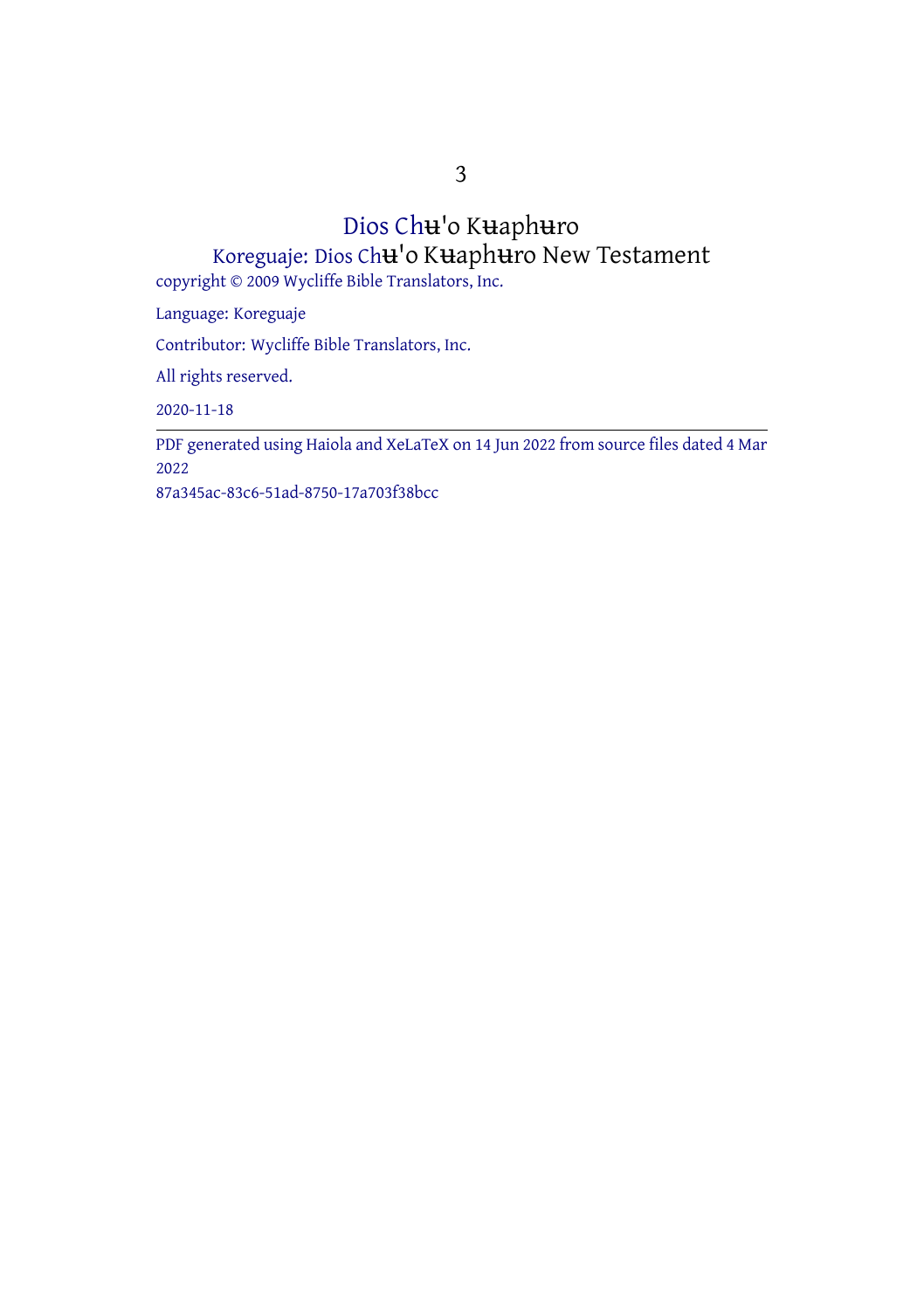# Dios Chʉ'o Kʉaphʉro

## Koreguaje: Dios Chʉ'o Kʉaphʉro New Testament

copyright © 2009 Wycliffe Bible Translators, Inc.

Language: Koreguaje

Contributor: Wycliffe Bible Translators, Inc.

All rights reserved.

2020-11-18

---

PDF generated using Haiola and XeLaTeX on 14 Jun 2022 from source files dated 4 Mar 2022

87a345ac-83c6-51ad-8750-17a703f38bcc